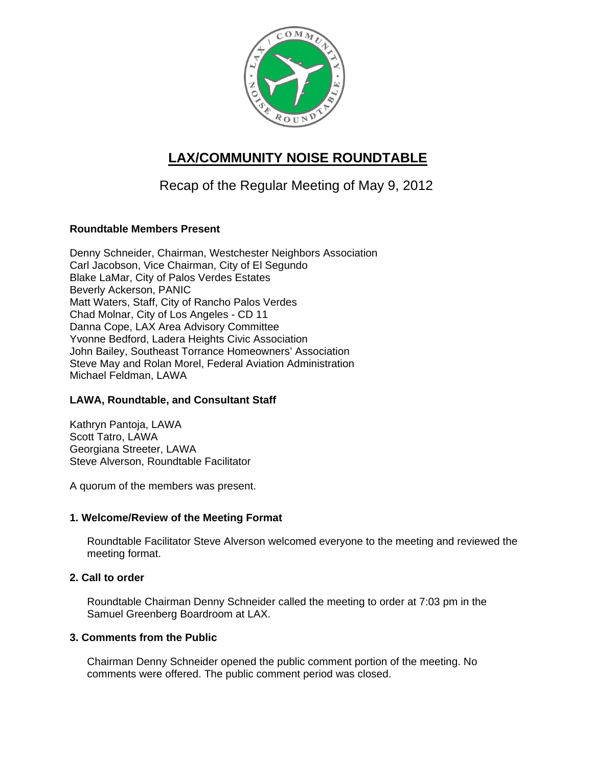# LAX/COMMUNITY NOISE ROUNDTABLE

Recap of the Regular Meeting of May 9, 2012

**Roundtable Members Present**

Denny Schneider, Chairman, Westchester Neighbors Association
Carl Jacobson, Vice Chairman, City of El Segundo
Blake LaMar, City of Palos Verdes Estates
Beverly Ackerson, PANIC
Matt Waters, Staff, City of Rancho Palos Verdes
Chad Molnar, City of Los Angeles - CD 11
Danna Cope, LAX Area Advisory Committee
Yvonne Bedford, Ladera Heights Civic Association
John Bailey, Southeast Torrance Homeowners' Association
Steve May and Rolan Morel, Federal Aviation Administration
Michael Feldman, LAWA

**LAWA, Roundtable, and Consultant Staff**

Kathryn Pantoja, LAWA
Scott Tatro, LAWA
Georgiana Streeter, LAWA
Steve Alverson, Roundtable Facilitator

A quorum of the members was present.

**1. Welcome/Review of the Meeting Format**

Roundtable Facilitator Steve Alverson welcomed everyone to the meeting and reviewed the meeting format.

**2. Call to order**

Roundtable Chairman Denny Schneider called the meeting to order at 7:03 pm in the Samuel Greenberg Boardroom at LAX.

**3. Comments from the Public**

Chairman Denny Schneider opened the public comment portion of the meeting. No comments were offered. The public comment period was closed.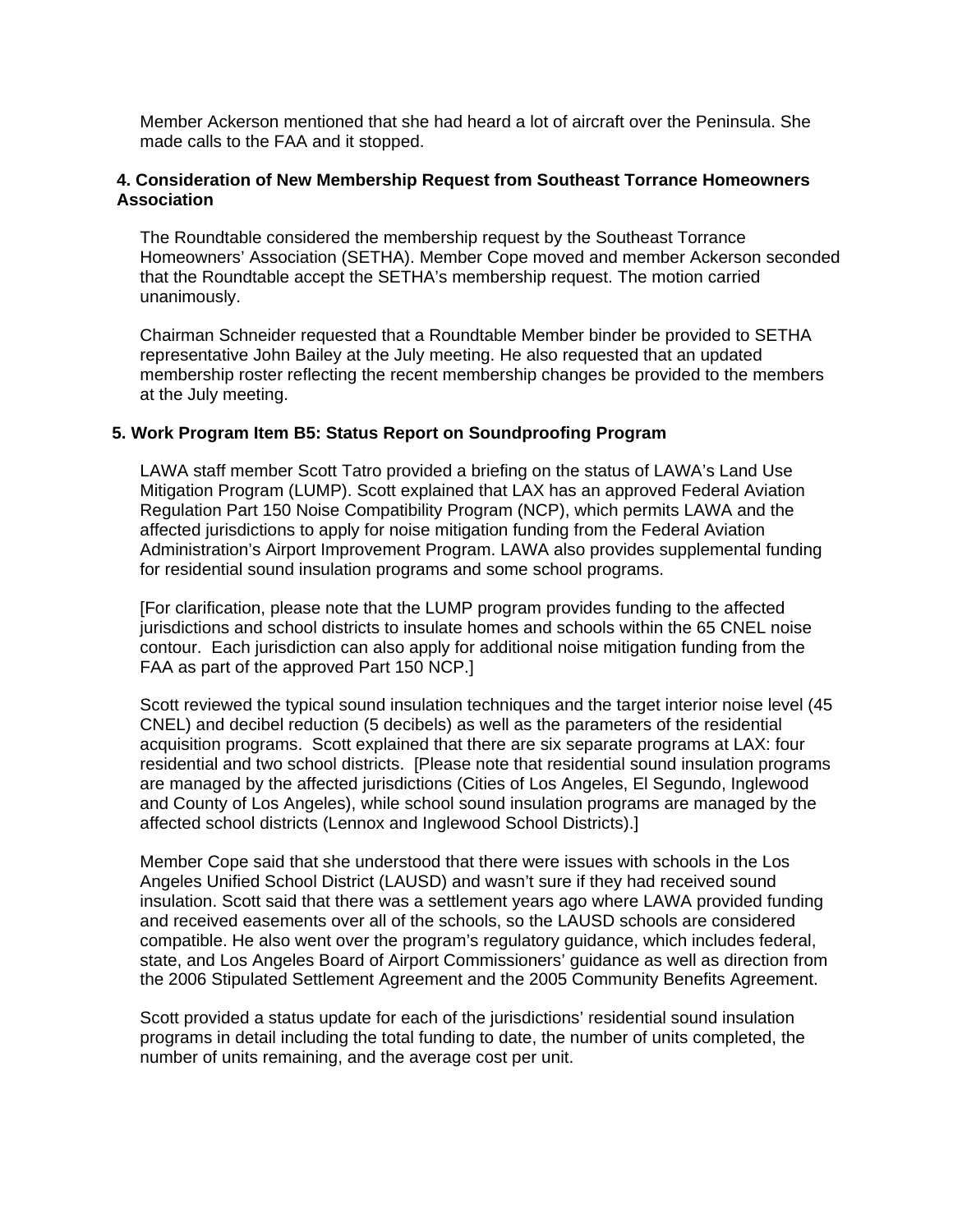Member Ackerson mentioned that she had heard a lot of aircraft over the Peninsula. She made calls to the FAA and it stopped.

**4. Consideration of New Membership Request from Southeast Torrance Homeowners Association**

The Roundtable considered the membership request by the Southeast Torrance Homeowners' Association (SETHA). Member Cope moved and member Ackerson seconded that the Roundtable accept the SETHA's membership request. The motion carried unanimously.

Chairman Schneider requested that a Roundtable Member binder be provided to SETHA representative John Bailey at the July meeting. He also requested that an updated membership roster reflecting the recent membership changes be provided to the members at the July meeting.

**5. Work Program Item B5: Status Report on Soundproofing Program**

LAWA staff member Scott Tatro provided a briefing on the status of LAWA's Land Use Mitigation Program (LUMP). Scott explained that LAX has an approved Federal Aviation Regulation Part 150 Noise Compatibility Program (NCP), which permits LAWA and the affected jurisdictions to apply for noise mitigation funding from the Federal Aviation Administration's Airport Improvement Program. LAWA also provides supplemental funding for residential sound insulation programs and some school programs.

[For clarification, please note that the LUMP program provides funding to the affected jurisdictions and school districts to insulate homes and schools within the 65 CNEL noise contour. Each jurisdiction can also apply for additional noise mitigation funding from the FAA as part of the approved Part 150 NCP.]

Scott reviewed the typical sound insulation techniques and the target interior noise level (45 CNEL) and decibel reduction (5 decibels) as well as the parameters of the residential acquisition programs. Scott explained that there are six separate programs at LAX: four residential and two school districts. [Please note that residential sound insulation programs are managed by the affected jurisdictions (Cities of Los Angeles, El Segundo, Inglewood and County of Los Angeles), while school sound insulation programs are managed by the affected school districts (Lennox and Inglewood School Districts).]

Member Cope said that she understood that there were issues with schools in the Los Angeles Unified School District (LAUSD) and wasn't sure if they had received sound insulation. Scott said that there was a settlement years ago where LAWA provided funding and received easements over all of the schools, so the LAUSD schools are considered compatible. He also went over the program's regulatory guidance, which includes federal, state, and Los Angeles Board of Airport Commissioners' guidance as well as direction from the 2006 Stipulated Settlement Agreement and the 2005 Community Benefits Agreement.

Scott provided a status update for each of the jurisdictions' residential sound insulation programs in detail including the total funding to date, the number of units completed, the number of units remaining, and the average cost per unit.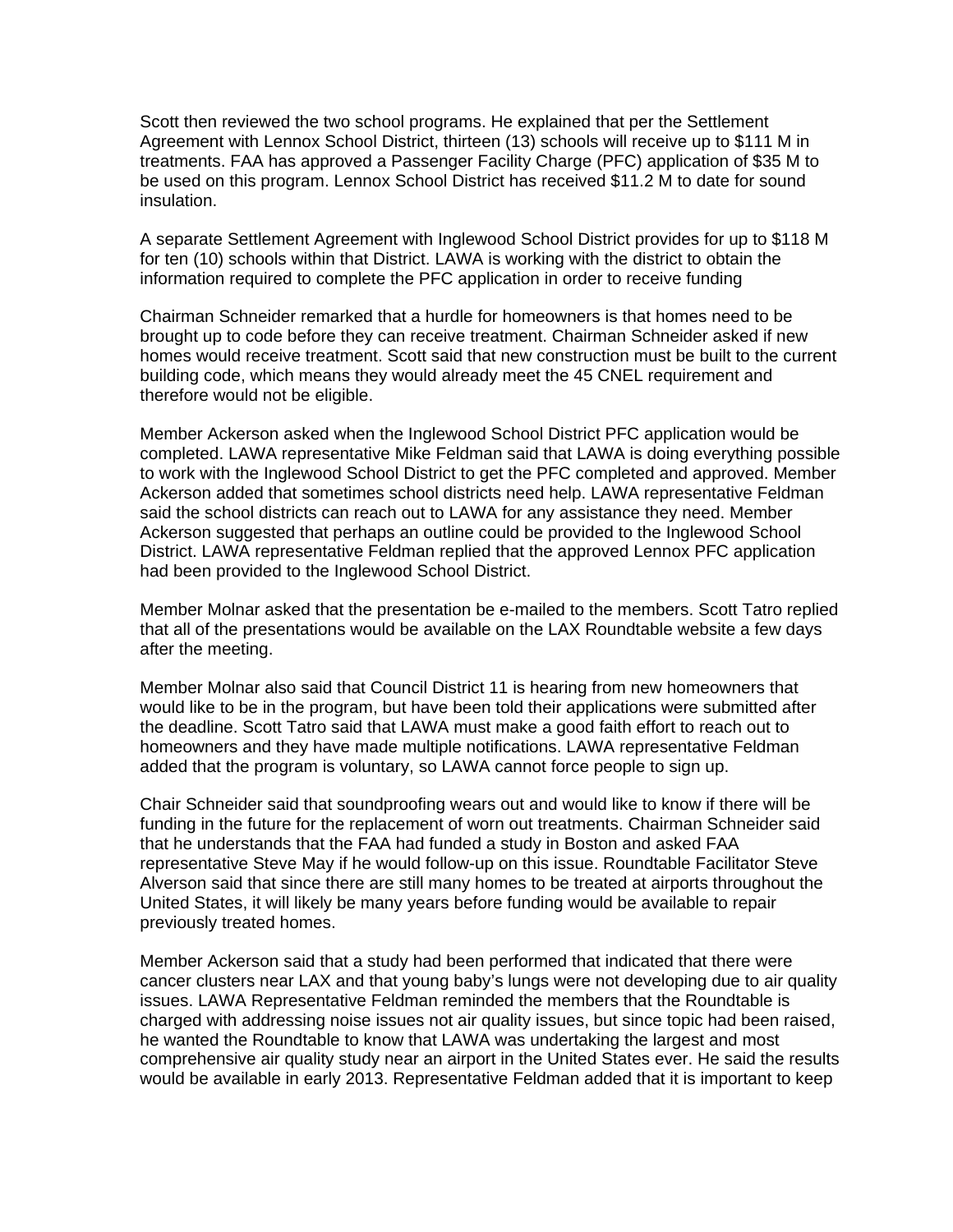Scott then reviewed the two school programs. He explained that per the Settlement Agreement with Lennox School District, thirteen (13) schools will receive up to $111 M in treatments. FAA has approved a Passenger Facility Charge (PFC) application of $35 M to be used on this program. Lennox School District has received $11.2 M to date for sound insulation.

A separate Settlement Agreement with Inglewood School District provides for up to $118 M for ten (10) schools within that District. LAWA is working with the district to obtain the information required to complete the PFC application in order to receive funding

Chairman Schneider remarked that a hurdle for homeowners is that homes need to be brought up to code before they can receive treatment. Chairman Schneider asked if new homes would receive treatment. Scott said that new construction must be built to the current building code, which means they would already meet the 45 CNEL requirement and therefore would not be eligible.

Member Ackerson asked when the Inglewood School District PFC application would be completed. LAWA representative Mike Feldman said that LAWA is doing everything possible to work with the Inglewood School District to get the PFC completed and approved. Member Ackerson added that sometimes school districts need help. LAWA representative Feldman said the school districts can reach out to LAWA for any assistance they need. Member Ackerson suggested that perhaps an outline could be provided to the Inglewood School District. LAWA representative Feldman replied that the approved Lennox PFC application had been provided to the Inglewood School District.

Member Molnar asked that the presentation be e-mailed to the members. Scott Tatro replied that all of the presentations would be available on the LAX Roundtable website a few days after the meeting.

Member Molnar also said that Council District 11 is hearing from new homeowners that would like to be in the program, but have been told their applications were submitted after the deadline. Scott Tatro said that LAWA must make a good faith effort to reach out to homeowners and they have made multiple notifications. LAWA representative Feldman added that the program is voluntary, so LAWA cannot force people to sign up.

Chair Schneider said that soundproofing wears out and would like to know if there will be funding in the future for the replacement of worn out treatments. Chairman Schneider said that he understands that the FAA had funded a study in Boston and asked FAA representative Steve May if he would follow-up on this issue. Roundtable Facilitator Steve Alverson said that since there are still many homes to be treated at airports throughout the United States, it will likely be many years before funding would be available to repair previously treated homes.

Member Ackerson said that a study had been performed that indicated that there were cancer clusters near LAX and that young baby's lungs were not developing due to air quality issues. LAWA Representative Feldman reminded the members that the Roundtable is charged with addressing noise issues not air quality issues, but since topic had been raised, he wanted the Roundtable to know that LAWA was undertaking the largest and most comprehensive air quality study near an airport in the United States ever. He said the results would be available in early 2013. Representative Feldman added that it is important to keep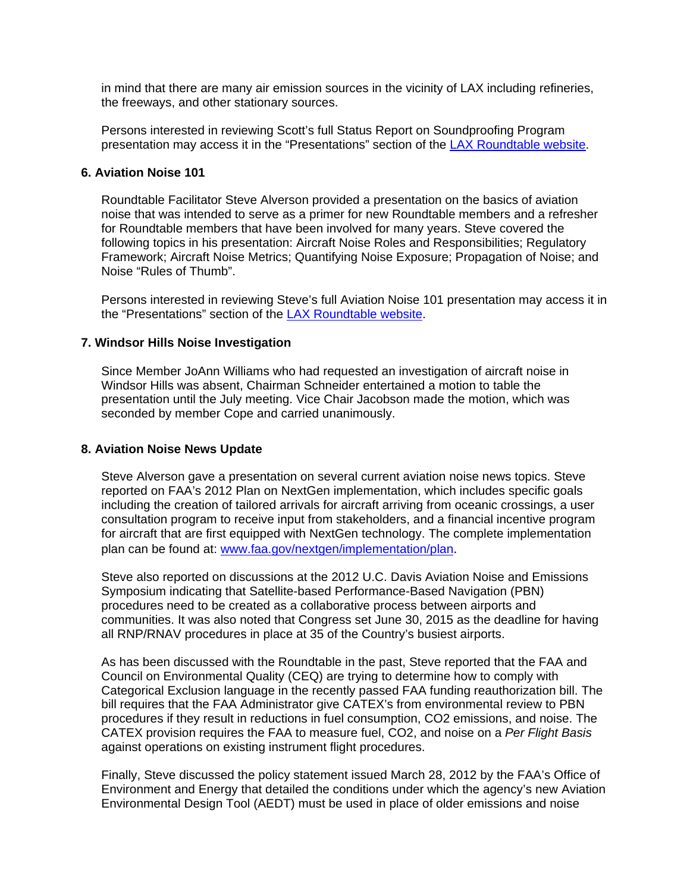in mind that there are many air emission sources in the vicinity of LAX including refineries, the freeways, and other stationary sources.

Persons interested in reviewing Scott's full Status Report on Soundproofing Program presentation may access it in the "Presentations" section of the LAX Roundtable website.

**6. Aviation Noise 101**

Roundtable Facilitator Steve Alverson provided a presentation on the basics of aviation noise that was intended to serve as a primer for new Roundtable members and a refresher for Roundtable members that have been involved for many years. Steve covered the following topics in his presentation: Aircraft Noise Roles and Responsibilities; Regulatory Framework; Aircraft Noise Metrics; Quantifying Noise Exposure; Propagation of Noise; and Noise "Rules of Thumb".

Persons interested in reviewing Steve's full Aviation Noise 101 presentation may access it in the "Presentations" section of the LAX Roundtable website.

**7. Windsor Hills Noise Investigation**

Since Member JoAnn Williams who had requested an investigation of aircraft noise in Windsor Hills was absent, Chairman Schneider entertained a motion to table the presentation until the July meeting. Vice Chair Jacobson made the motion, which was seconded by member Cope and carried unanimously.

**8. Aviation Noise News Update**

Steve Alverson gave a presentation on several current aviation noise news topics. Steve reported on FAA's 2012 Plan on NextGen implementation, which includes specific goals including the creation of tailored arrivals for aircraft arriving from oceanic crossings, a user consultation program to receive input from stakeholders, and a financial incentive program for aircraft that are first equipped with NextGen technology. The complete implementation plan can be found at: www.faa.gov/nextgen/implementation/plan.

Steve also reported on discussions at the 2012 U.C. Davis Aviation Noise and Emissions Symposium indicating that Satellite-based Performance-Based Navigation (PBN) procedures need to be created as a collaborative process between airports and communities. It was also noted that Congress set June 30, 2015 as the deadline for having all RNP/RNAV procedures in place at 35 of the Country's busiest airports.

As has been discussed with the Roundtable in the past, Steve reported that the FAA and Council on Environmental Quality (CEQ) are trying to determine how to comply with Categorical Exclusion language in the recently passed FAA funding reauthorization bill. The bill requires that the FAA Administrator give CATEX's from environmental review to PBN procedures if they result in reductions in fuel consumption, $CO_2$ emissions, and noise. The CATEX provision requires the FAA to measure fuel, $CO_2$, and noise on a *Per Flight Basis* against operations on existing instrument flight procedures.

Finally, Steve discussed the policy statement issued March 28, 2012 by the FAA's Office of Environment and Energy that detailed the conditions under which the agency's new Aviation Environmental Design Tool (AEDT) must be used in place of older emissions and noise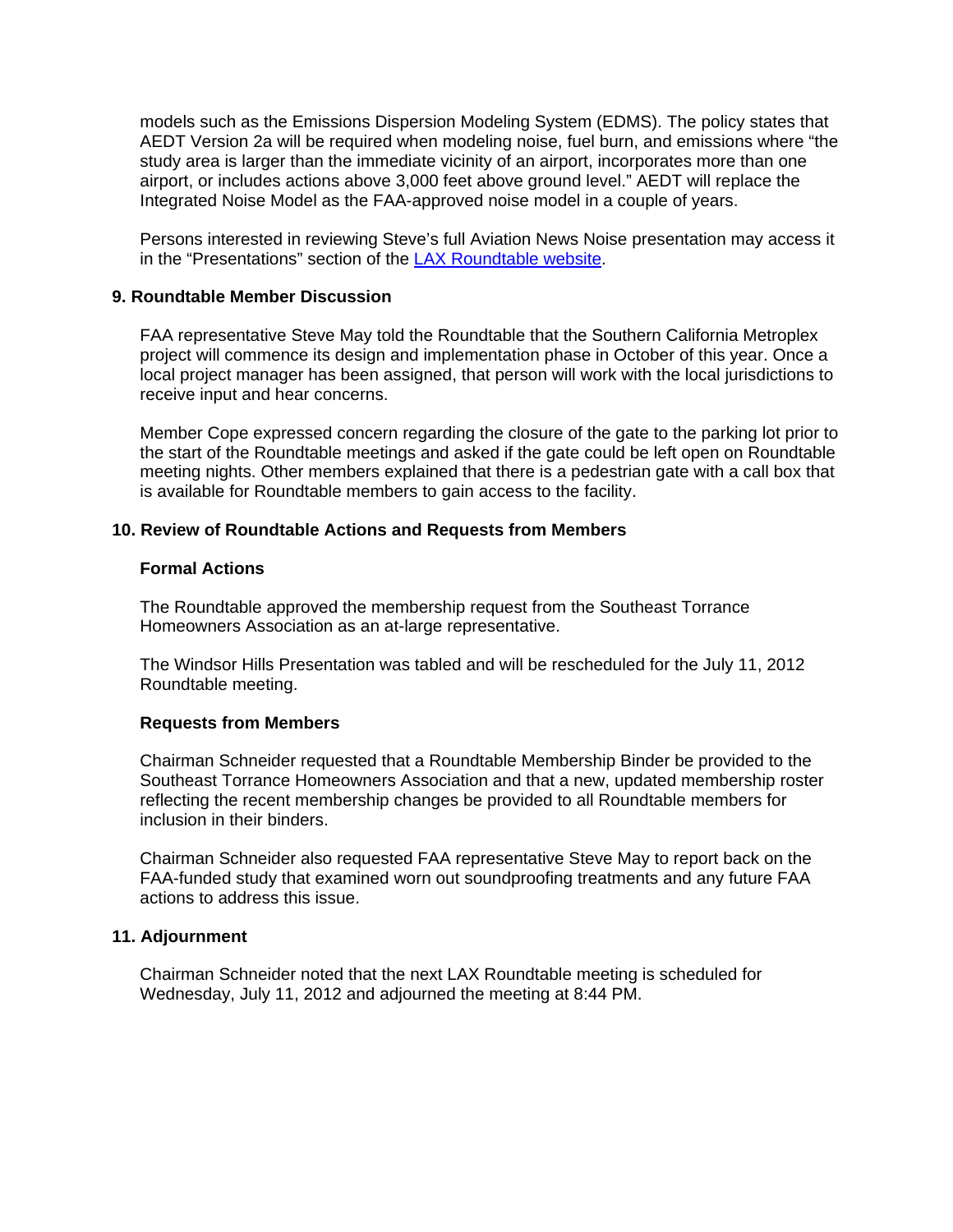models such as the Emissions Dispersion Modeling System (EDMS). The policy states that AEDT Version 2a will be required when modeling noise, fuel burn, and emissions where "the study area is larger than the immediate vicinity of an airport, incorporates more than one airport, or includes actions above 3,000 feet above ground level." AEDT will replace the Integrated Noise Model as the FAA-approved noise model in a couple of years.

Persons interested in reviewing Steve's full Aviation News Noise presentation may access it in the "Presentations" section of the LAX Roundtable website.

### 9. Roundtable Member Discussion

FAA representative Steve May told the Roundtable that the Southern California Metroplex project will commence its design and implementation phase in October of this year. Once a local project manager has been assigned, that person will work with the local jurisdictions to receive input and hear concerns.

Member Cope expressed concern regarding the closure of the gate to the parking lot prior to the start of the Roundtable meetings and asked if the gate could be left open on Roundtable meeting nights. Other members explained that there is a pedestrian gate with a call box that is available for Roundtable members to gain access to the facility.

### 10. Review of Roundtable Actions and Requests from Members

#### Formal Actions

The Roundtable approved the membership request from the Southeast Torrance Homeowners Association as an at-large representative.

The Windsor Hills Presentation was tabled and will be rescheduled for the July 11, 2012 Roundtable meeting.

#### Requests from Members

Chairman Schneider requested that a Roundtable Membership Binder be provided to the Southeast Torrance Homeowners Association and that a new, updated membership roster reflecting the recent membership changes be provided to all Roundtable members for inclusion in their binders.

Chairman Schneider also requested FAA representative Steve May to report back on the FAA-funded study that examined worn out soundproofing treatments and any future FAA actions to address this issue.

### 11. Adjournment

Chairman Schneider noted that the next LAX Roundtable meeting is scheduled for Wednesday, July 11, 2012 and adjourned the meeting at 8:44 PM.